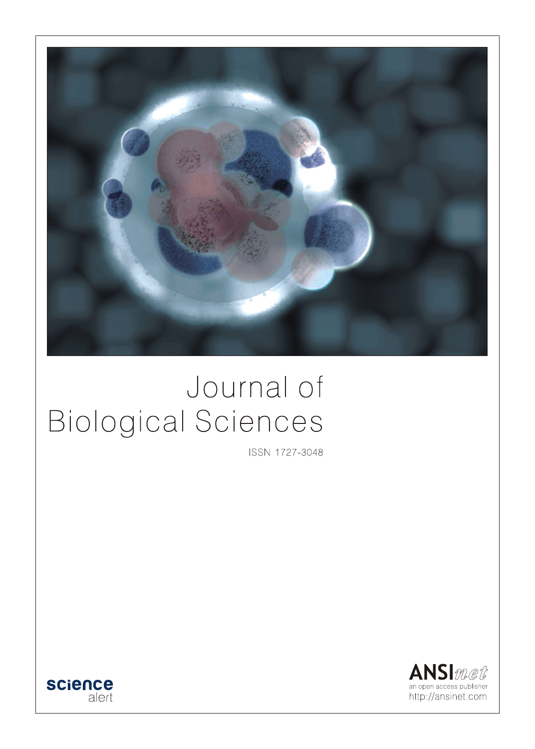# Journal of Biological Sciences

ISSN 1727-3048

science alert

ANSInet
an open access publisher
http://ansinet.com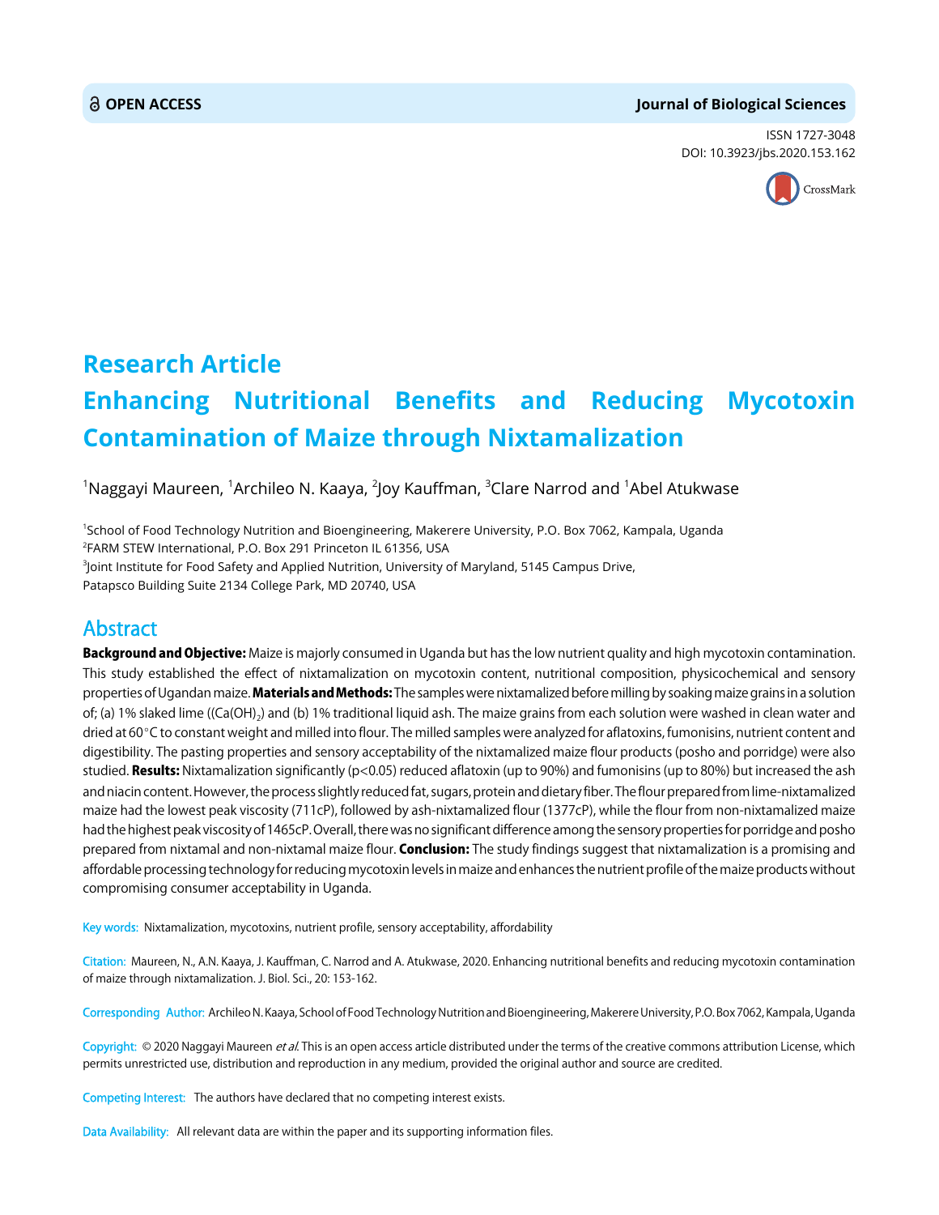OPEN ACCESS

Journal of Biological Sciences

ISSN 1727-3048
DOI: 10.3923/jbs.2020.153.162

# Research Article
# Enhancing Nutritional Benefits and Reducing Mycotoxin Contamination of Maize through Nixtamalization

[1]Naggayi Maureen, [1]Archileo N. Kaaya, [2]Joy Kauffman, [3]Clare Narrod and [1]Abel Atukwase

[1]School of Food Technology Nutrition and Bioengineering, Makerere University, P.O. Box 7062, Kampala, Uganda
[2]FARM STEW International, P.O. Box 291 Princeton IL 61356, USA
[3]Joint Institute for Food Safety and Applied Nutrition, University of Maryland, 5145 Campus Drive, Patapsco Building Suite 2134 College Park, MD 20740, USA

## Abstract

**Background and Objective:** Maize is majorly consumed in Uganda but has the low nutrient quality and high mycotoxin contamination. This study established the effect of nixtamalization on mycotoxin content, nutritional composition, physicochemical and sensory properties of Ugandan maize. **Materials and Methods:** The samples were nixtamalized before milling by soaking maize grains in a solution of; (a) 1% slaked lime ($(Ca(OH)_2)$ and (b) 1% traditional liquid ash. The maize grains from each solution were washed in clean water and dried at 60°C to constant weight and milled into flour. The milled samples were analyzed for aflatoxins, fumonisins, nutrient content and digestibility. The pasting properties and sensory acceptability of the nixtamalized maize flour products (posho and porridge) were also studied. **Results:** Nixtamalization significantly ($p<0.05$) reduced aflatoxin (up to 90%) and fumonisins (up to 80%) but increased the ash and niacin content. However, the process slightly reduced fat, sugars, protein and dietary fiber. The flour prepared from lime-nixtamalized maize had the lowest peak viscosity (711cP), followed by ash-nixtamalized flour (1377cP), while the flour from non-nixtamalized maize had the highest peak viscosity of 1465cP. Overall, there was no significant difference among the sensory properties for porridge and posho prepared from nixtamal and non-nixtamal maize flour. **Conclusion:** The study findings suggest that nixtamalization is a promising and affordable processing technology for reducing mycotoxin levels in maize and enhances the nutrient profile of the maize products without compromising consumer acceptability in Uganda.

**Key words:** Nixtamalization, mycotoxins, nutrient profile, sensory acceptability, affordability

**Citation:** Maureen, N., A.N. Kaaya, J. Kauffman, C. Narrod and A. Atukwase, 2020. Enhancing nutritional benefits and reducing mycotoxin contamination of maize through nixtamalization. J. Biol. Sci., 20: 153-162.

**Corresponding Author:** Archileo N. Kaaya, School of Food Technology Nutrition and Bioengineering, Makerere University, P.O. Box 7062, Kampala, Uganda

**Copyright:** © 2020 Naggayi Maureen *et al.* This is an open access article distributed under the terms of the creative commons attribution License, which permits unrestricted use, distribution and reproduction in any medium, provided the original author and source are credited.

**Competing Interest:** The authors have declared that no competing interest exists.

**Data Availability:** All relevant data are within the paper and its supporting information files.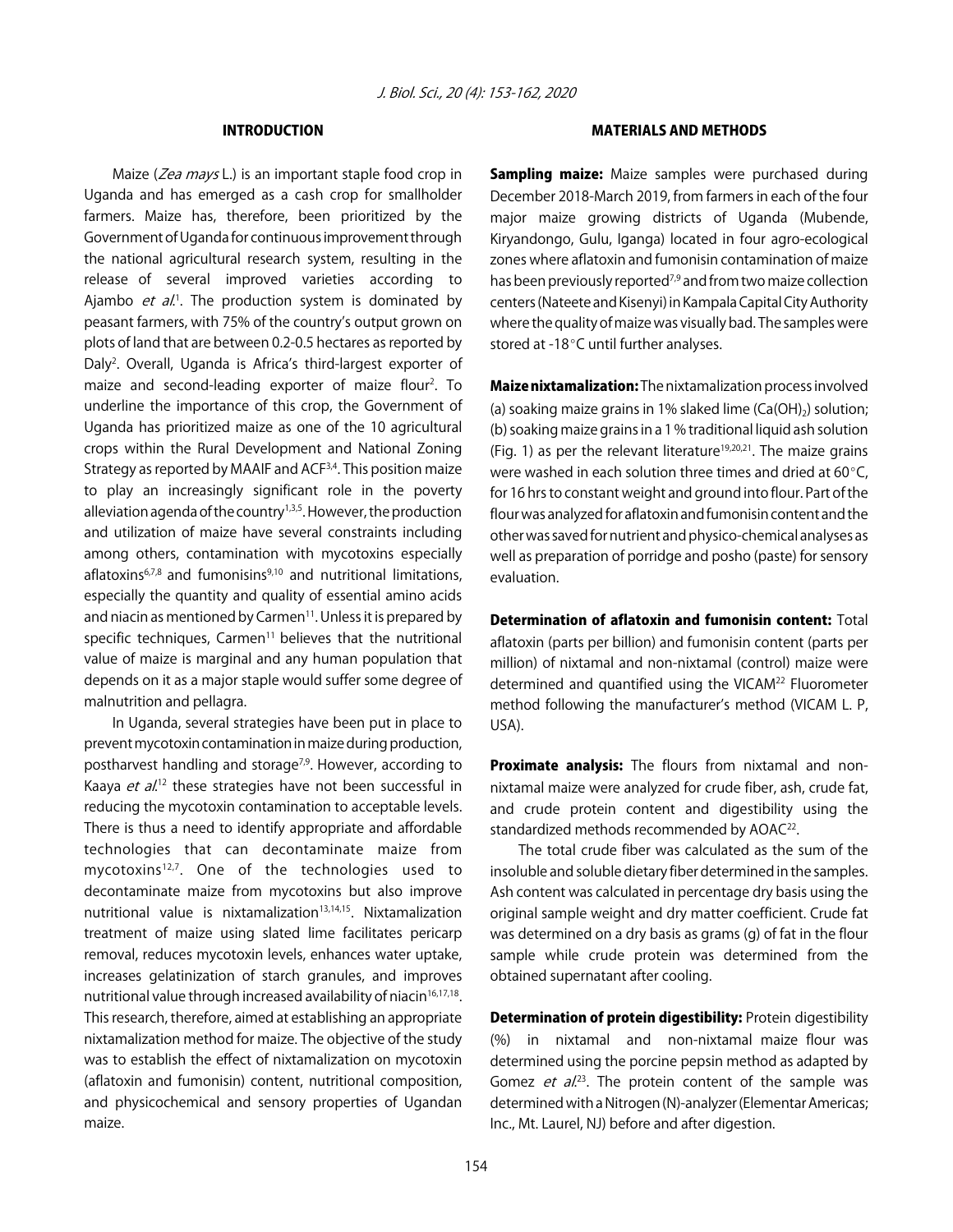## INTRODUCTION

Maize (*Zea mays* L.) is an important staple food crop in Uganda and has emerged as a cash crop for smallholder farmers. Maize has, therefore, been prioritized by the Government of Uganda for continuous improvement through the national agricultural research system, resulting in the release of several improved varieties according to Ajambo *et al*.[1]. The production system is dominated by peasant farmers, with 75% of the country's output grown on plots of land that are between 0.2-0.5 hectares as reported by Daly[2]. Overall, Uganda is Africa's third-largest exporter of maize and second-leading exporter of maize flour[2]. To underline the importance of this crop, the Government of Uganda has prioritized maize as one of the 10 agricultural crops within the Rural Development and National Zoning Strategy as reported by MAAIF and ACF[3,4]. This position maize to play an increasingly significant role in the poverty alleviation agenda of the country[1,3,5]. However, the production and utilization of maize have several constraints including among others, contamination with mycotoxins especially aflatoxins[6,7,8] and fumonisins[9,10] and nutritional limitations, especially the quantity and quality of essential amino acids and niacin as mentioned by Carmen[11]. Unless it is prepared by specific techniques, Carmen[11] believes that the nutritional value of maize is marginal and any human population that depends on it as a major staple would suffer some degree of malnutrition and pellagra.

In Uganda, several strategies have been put in place to prevent mycotoxin contamination in maize during production, postharvest handling and storage[7,9]. However, according to Kaaya *et al*.[12] these strategies have not been successful in reducing the mycotoxin contamination to acceptable levels. There is thus a need to identify appropriate and affordable technologies that can decontaminate maize from mycotoxins[12,7]. One of the technologies used to decontaminate maize from mycotoxins but also improve nutritional value is nixtamalization[13,14,15]. Nixtamalization treatment of maize using slated lime facilitates pericarp removal, reduces mycotoxin levels, enhances water uptake, increases gelatinization of starch granules, and improves nutritional value through increased availability of niacin[16,17,18]. This research, therefore, aimed at establishing an appropriate nixtamalization method for maize. The objective of the study was to establish the effect of nixtamalization on mycotoxin (aflatoxin and fumonisin) content, nutritional composition, and physicochemical and sensory properties of Ugandan maize.

## MATERIALS AND METHODS

**Sampling maize:** Maize samples were purchased during December 2018-March 2019, from farmers in each of the four major maize growing districts of Uganda (Mubende, Kiryandongo, Gulu, Iganga) located in four agro-ecological zones where aflatoxin and fumonisin contamination of maize has been previously reported[7,9] and from two maize collection centers (Nateete and Kisenyi) in Kampala Capital City Authority where the quality of maize was visually bad. The samples were stored at -18°C until further analyses.

**Maize nixtamalization:** The nixtamalization process involved (a) soaking maize grains in 1% slaked lime ($Ca(OH)_2$) solution; (b) soaking maize grains in a 1 % traditional liquid ash solution (Fig. 1) as per the relevant literature[19,20,21]. The maize grains were washed in each solution three times and dried at 60°C, for 16 hrs to constant weight and ground into flour. Part of the flour was analyzed for aflatoxin and fumonisin content and the other was saved for nutrient and physico-chemical analyses as well as preparation of porridge and posho (paste) for sensory evaluation.

**Determination of aflatoxin and fumonisin content:** Total aflatoxin (parts per billion) and fumonisin content (parts per million) of nixtamal and non-nixtamal (control) maize were determined and quantified using the VICAM[22] Fluorometer method following the manufacturer's method (VICAM L. P, USA).

**Proximate analysis:** The flours from nixtamal and non-nixtamal maize were analyzed for crude fiber, ash, crude fat, and crude protein content and digestibility using the standardized methods recommended by AOAC[22].

The total crude fiber was calculated as the sum of the insoluble and soluble dietary fiber determined in the samples. Ash content was calculated in percentage dry basis using the original sample weight and dry matter coefficient. Crude fat was determined on a dry basis as grams (g) of fat in the flour sample while crude protein was determined from the obtained supernatant after cooling.

**Determination of protein digestibility:** Protein digestibility (%) in nixtamal and non-nixtamal maize flour was determined using the porcine pepsin method as adapted by Gomez *et al*.[23]. The protein content of the sample was determined with a Nitrogen (N)-analyzer (Elementar Americas; Inc., Mt. Laurel, NJ) before and after digestion.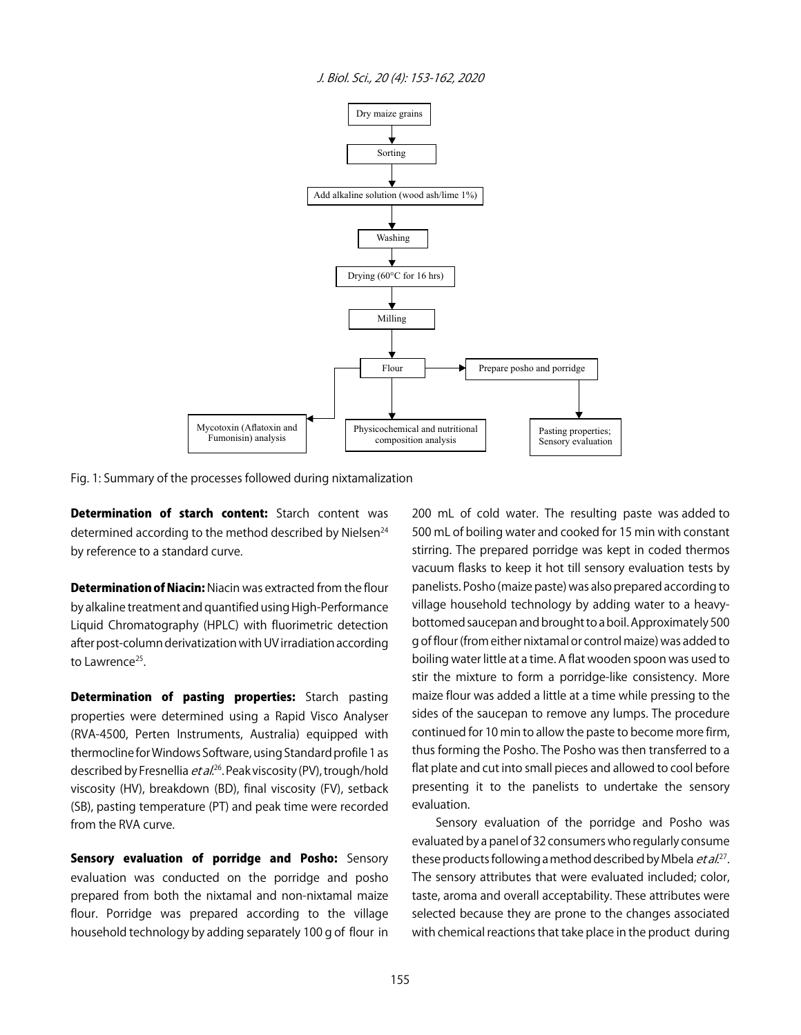Fig. 1: Summary of the processes followed during nixtamalization

**Determination of starch content:** Starch content was determined according to the method described by Nielsen[24] by reference to a standard curve.

**Determination of Niacin:** Niacin was extracted from the flour by alkaline treatment and quantified using High-Performance Liquid Chromatography (HPLC) with fluorimetric detection after post-column derivatization with UV irradiation according to Lawrence[25].

**Determination of pasting properties:** Starch pasting properties were determined using a Rapid Visco Analyser (RVA-4500, Perten Instruments, Australia) equipped with thermocline for Windows Software, using Standard profile 1 as described by Fresnellia *et al*.[26]. Peak viscosity (PV), trough/hold viscosity (HV), breakdown (BD), final viscosity (FV), setback (SB), pasting temperature (PT) and peak time were recorded from the RVA curve.

**Sensory evaluation of porridge and Posho:** Sensory evaluation was conducted on the porridge and posho prepared from both the nixtamal and non-nixtamal maize flour. Porridge was prepared according to the village household technology by adding separately 100 g of flour in 200 mL of cold water. The resulting paste was added to 500 mL of boiling water and cooked for 15 min with constant stirring. The prepared porridge was kept in coded thermos vacuum flasks to keep it hot till sensory evaluation tests by panelists. Posho (maize paste) was also prepared according to village household technology by adding water to a heavy-bottomed saucepan and brought to a boil. Approximately 500 g of flour (from either nixtamal or control maize) was added to boiling water little at a time. A flat wooden spoon was used to stir the mixture to form a porridge-like consistency. More maize flour was added a little at a time while pressing to the sides of the saucepan to remove any lumps. The procedure continued for 10 min to allow the paste to become more firm, thus forming the Posho. The Posho was then transferred to a flat plate and cut into small pieces and allowed to cool before presenting it to the panelists to undertake the sensory evaluation.

Sensory evaluation of the porridge and Posho was evaluated by a panel of 32 consumers who regularly consume these products following a method described by Mbela *et al*.[27]. The sensory attributes that were evaluated included; color, taste, aroma and overall acceptability. These attributes were selected because they are prone to the changes associated with chemical reactions that take place in the product during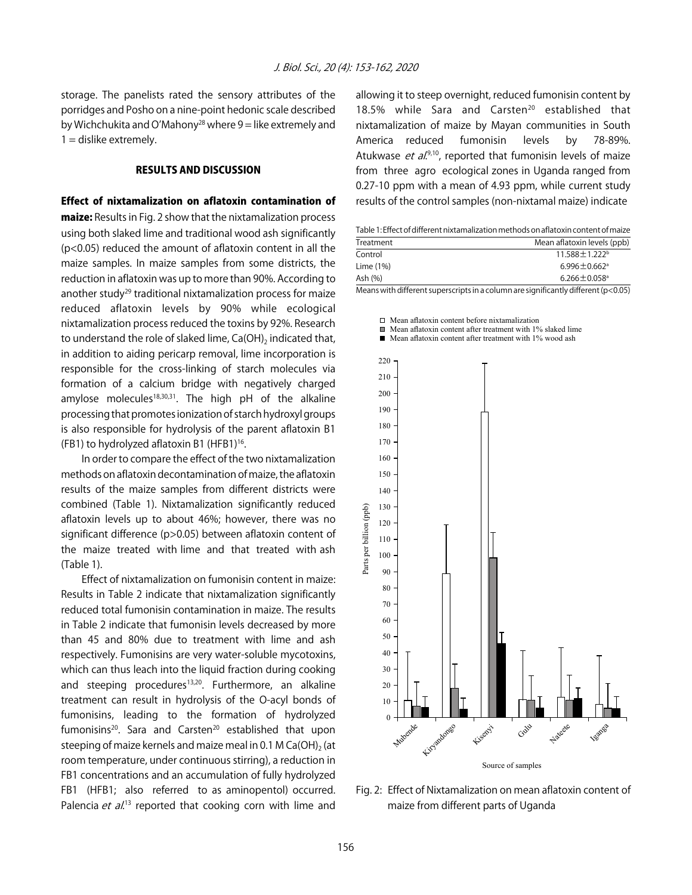storage. The panelists rated the sensory attributes of the porridges and Posho on a nine-point hedonic scale described by Wichchukita and O'Mahony[28] where 9 = like extremely and 1 = dislike extremely.

## RESULTS AND DISCUSSION

**Effect of nixtamalization on aflatoxin contamination of maize:** Results in Fig. 2 show that the nixtamalization process using both slaked lime and traditional wood ash significantly ($p<0.05$) reduced the amount of aflatoxin content in all the maize samples. In maize samples from some districts, the reduction in aflatoxin was up to more than 90%. According to another study[29] traditional nixtamalization process for maize reduced aflatoxin levels by 90% while ecological nixtamalization process reduced the toxins by 92%. Research to understand the role of slaked lime, $Ca(OH)_2$ indicated that, in addition to aiding pericarp removal, lime incorporation is responsible for the cross-linking of starch molecules via formation of a calcium bridge with negatively charged amylose molecules[18,30,31]. The high pH of the alkaline processing that promotes ionization of starch hydroxyl groups is also responsible for hydrolysis of the parent aflatoxin B1 (FB1) to hydrolyzed aflatoxin B1 (HFB1)[16].

In order to compare the effect of the two nixtamalization methods on aflatoxin decontamination of maize, the aflatoxin results of the maize samples from different districts were combined (Table 1). Nixtamalization significantly reduced aflatoxin levels up to about 46%; however, there was no significant difference ($p>0.05$) between aflatoxin content of the maize treated with lime and that treated with ash (Table 1).

Effect of nixtamalization on fumonisin content in maize: Results in Table 2 indicate that nixtamalization significantly reduced total fumonisin contamination in maize. The results in Table 2 indicate that fumonisin levels decreased by more than 45 and 80% due to treatment with lime and ash respectively. Fumonisins are very water-soluble mycotoxins, which can thus leach into the liquid fraction during cooking and steeping procedures[13,20]. Furthermore, an alkaline treatment can result in hydrolysis of the O-acyl bonds of fumonisins, leading to the formation of hydrolyzed fumonisins[20]. Sara and Carsten[20] established that upon steeping of maize kernels and maize meal in 0.1 M $Ca(OH)_2$ (at room temperature, under continuous stirring), a reduction in FB1 concentrations and an accumulation of fully hydrolyzed FB1 (HFB1; also referred to as aminopentol) occurred. Palencia *et al.*[13] reported that cooking corn with lime and allowing it to steep overnight, reduced fumonisin content by 18.5% while Sara and Carsten[20] established that nixtamalization of maize by Mayan communities in South America reduced fumonisin levels by 78-89%. Atukwase *et al.*[9,10], reported that fumonisin levels of maize from three agro ecological zones in Uganda ranged from 0.27-10 ppm with a mean of 4.93 ppm, while current study results of the control samples (non-nixtamal maize) indicate

Table 1: Effect of different nixtamalization methods on aflatoxin content of maize

| Treatment | Mean aflatoxin levels (ppb) |
|---|---|
| Control | $11.588 \pm 1.222^{b}$ |
| Lime (1%) | $6.996 \pm 0.662^{a}$ |
| Ash (%) | $6.266 \pm 0.058^{a}$ |

Means with different superscripts in a column are significantly different ($p<0.05$)

Fig. 2: Effect of Nixtamalization on mean aflatoxin content of maize from different parts of Uganda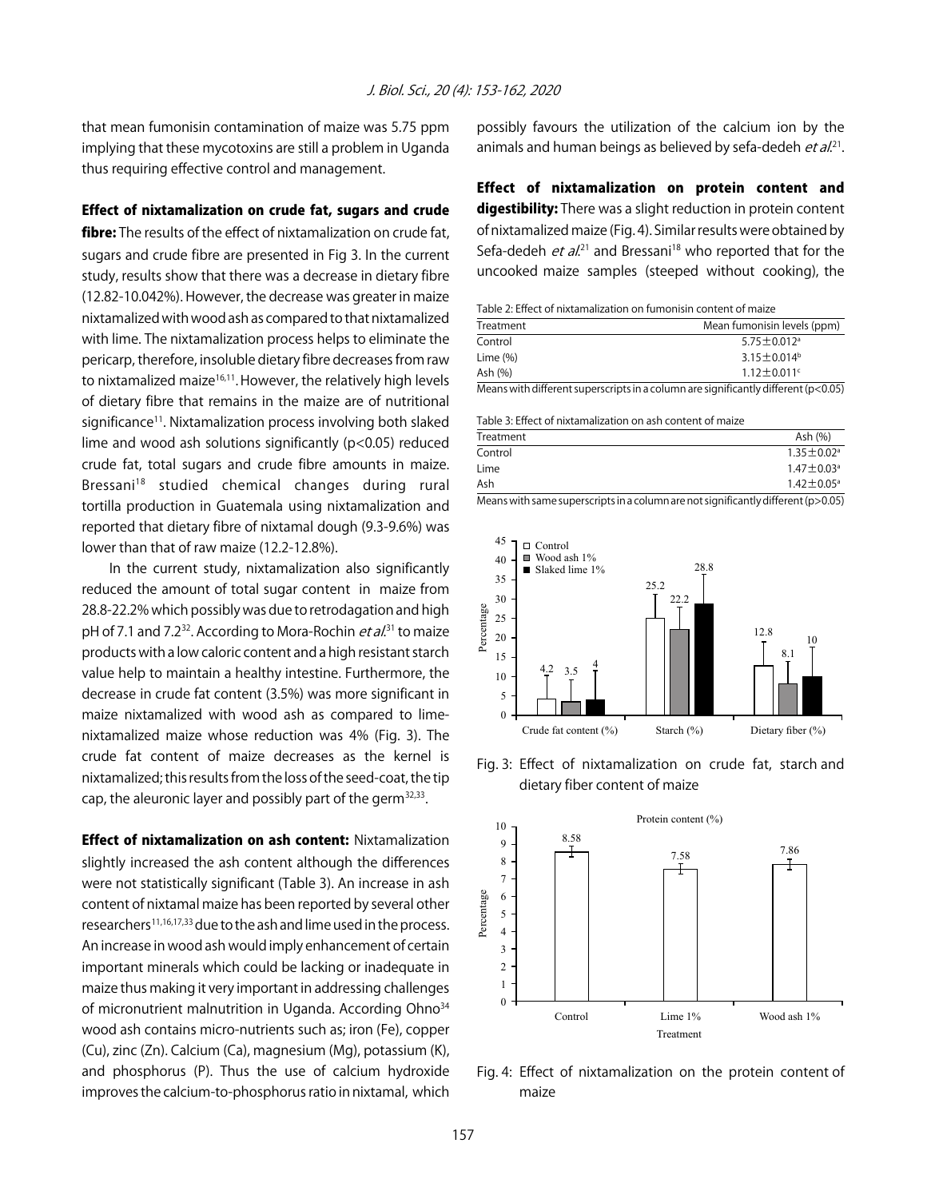that mean fumonisin contamination of maize was 5.75 ppm implying that these mycotoxins are still a problem in Uganda thus requiring effective control and management.

**Effect of nixtamalization on crude fat, sugars and crude fibre:** The results of the effect of nixtamalization on crude fat, sugars and crude fibre are presented in Fig 3. In the current study, results show that there was a decrease in dietary fibre (12.82-10.042%). However, the decrease was greater in maize nixtamalized with wood ash as compared to that nixtamalized with lime. The nixtamalization process helps to eliminate the pericarp, therefore, insoluble dietary fibre decreases from raw to nixtamalized maize[16,11]. However, the relatively high levels of dietary fibre that remains in the maize are of nutritional significance[11]. Nixtamalization process involving both slaked lime and wood ash solutions significantly ($p<0.05$) reduced crude fat, total sugars and crude fibre amounts in maize. Bressani[18] studied chemical changes during rural tortilla production in Guatemala using nixtamalization and reported that dietary fibre of nixtamal dough (9.3-9.6%) was lower than that of raw maize (12.2-12.8%).

In the current study, nixtamalization also significantly reduced the amount of total sugar content in maize from 28.8-22.2% which possibly was due to retrodagation and high pH of 7.1 and 7.2[32]. According to Mora-Rochin *et al.*[31] to maize products with a low caloric content and a high resistant starch value help to maintain a healthy intestine. Furthermore, the decrease in crude fat content (3.5%) was more significant in maize nixtamalized with wood ash as compared to lime-nixtamalized maize whose reduction was 4% (Fig. 3). The crude fat content of maize decreases as the kernel is nixtamalized; this results from the loss of the seed-coat, the tip cap, the aleuronic layer and possibly part of the germ[32,33].

**Effect of nixtamalization on ash content:** Nixtamalization slightly increased the ash content although the differences were not statistically significant (Table 3). An increase in ash content of nixtamal maize has been reported by several other researchers[11,16,17,33] due to the ash and lime used in the process. An increase in wood ash would imply enhancement of certain important minerals which could be lacking or inadequate in maize thus making it very important in addressing challenges of micronutrient malnutrition in Uganda. According Ohno[34] wood ash contains micro-nutrients such as; iron (Fe), copper (Cu), zinc (Zn). Calcium (Ca), magnesium (Mg), potassium (K), and phosphorus (P). Thus the use of calcium hydroxide improves the calcium-to-phosphorus ratio in nixtamal, which possibly favours the utilization of the calcium ion by the animals and human beings as believed by sefa-dedeh *et al.*[21].

**Effect of nixtamalization on protein content and digestibility:** There was a slight reduction in protein content of nixtamalized maize (Fig. 4). Similar results were obtained by Sefa-dedeh *et al.*[21] and Bressani[18] who reported that for the uncooked maize samples (steeped without cooking), the

Table 2: Effect of nixtamalization on fumonisin content of maize

| Treatment | Mean fumonisin levels (ppm) |
|---|---|
| Control | $5.75 \pm 0.012^a$ |
| Lime (%) | $3.15 \pm 0.014^b$ |
| Ash (%) | $1.12 \pm 0.011^c$ |

Means with different superscripts in a column are significantly different ($p<0.05$)

Table 3: Effect of nixtamalization on ash content of maize

| Treatment | Ash (%) |
|---|---|
| Control | $1.35 \pm 0.02^a$ |
| Lime | $1.47 \pm 0.03^a$ |
| Ash | $1.42 \pm 0.05^a$ |

Means with same superscripts in a column are not significantly different ($p>0.05$)

Fig. 3: Effect of nixtamalization on crude fat, starch and dietary fiber content of maize

Fig. 4: Effect of nixtamalization on the protein content of maize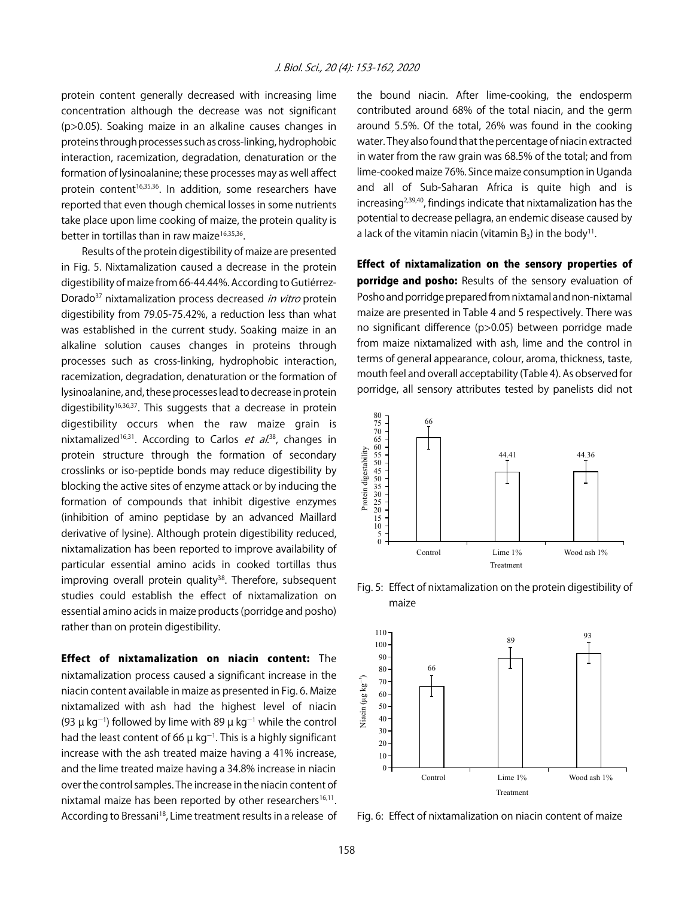protein content generally decreased with increasing lime concentration although the decrease was not significant (p>0.05). Soaking maize in an alkaline causes changes in proteins through processes such as cross-linking, hydrophobic interaction, racemization, degradation, denaturation or the formation of lysinoalanine; these processes may as well affect protein content[16,35,36]. In addition, some researchers have reported that even though chemical losses in some nutrients take place upon lime cooking of maize, the protein quality is better in tortillas than in raw maize[16,35,36].

Results of the protein digestibility of maize are presented in Fig. 5. Nixtamalization caused a decrease in the protein digestibility of maize from 66-44.44%. According to Gutiérrez-Dorado[37] nixtamalization process decreased *in vitro* protein digestibility from 79.05-75.42%, a reduction less than what was established in the current study. Soaking maize in an alkaline solution causes changes in proteins through processes such as cross-linking, hydrophobic interaction, racemization, degradation, denaturation or the formation of lysinoalanine, and, these processes lead to decrease in protein digestibility[16,36,37]. This suggests that a decrease in protein digestibility occurs when the raw maize grain is nixtamalized[16,31]. According to Carlos *et al.*[38], changes in protein structure through the formation of secondary crosslinks or iso-peptide bonds may reduce digestibility by blocking the active sites of enzyme attack or by inducing the formation of compounds that inhibit digestive enzymes (inhibition of amino peptidase by an advanced Maillard derivative of lysine). Although protein digestibility reduced, nixtamalization has been reported to improve availability of particular essential amino acids in cooked tortillas thus improving overall protein quality[38]. Therefore, subsequent studies could establish the effect of nixtamalization on essential amino acids in maize products (porridge and posho) rather than on protein digestibility.

**Effect of nixtamalization on niacin content:** The nixtamalization process caused a significant increase in the niacin content available in maize as presented in Fig. 6. Maize nixtamalized with ash had the highest level of niacin (93 μ $kg^{-1}$) followed by lime with 89 μ $kg^{-1}$ while the control had the least content of 66 μ $kg^{-1}$. This is a highly significant increase with the ash treated maize having a 41% increase, and the lime treated maize having a 34.8% increase in niacin over the control samples. The increase in the niacin content of nixtamal maize has been reported by other researchers[16,11]. According to Bressani[18], Lime treatment results in a release of the bound niacin. After lime-cooking, the endosperm contributed around 68% of the total niacin, and the germ around 5.5%. Of the total, 26% was found in the cooking water. They also found that the percentage of niacin extracted in water from the raw grain was 68.5% of the total; and from lime-cooked maize 76%. Since maize consumption in Uganda and all of Sub-Saharan Africa is quite high and is increasing[2,39,40], findings indicate that nixtamalization has the potential to decrease pellagra, an endemic disease caused by a lack of the vitamin niacin (vitamin $B_3$) in the body[11].

**Effect of nixtamalization on the sensory properties of porridge and posho:** Results of the sensory evaluation of Posho and porridge prepared from nixtamal and non-nixtamal maize are presented in Table 4 and 5 respectively. There was no significant difference (p>0.05) between porridge made from maize nixtamalized with ash, lime and the control in terms of general appearance, colour, aroma, thickness, taste, mouth feel and overall acceptability (Table 4). As observed for porridge, all sensory attributes tested by panelists did not

Fig. 5: Effect of nixtamalization on the protein digestibility of maize

Fig. 6: Effect of nixtamalization on niacin content of maize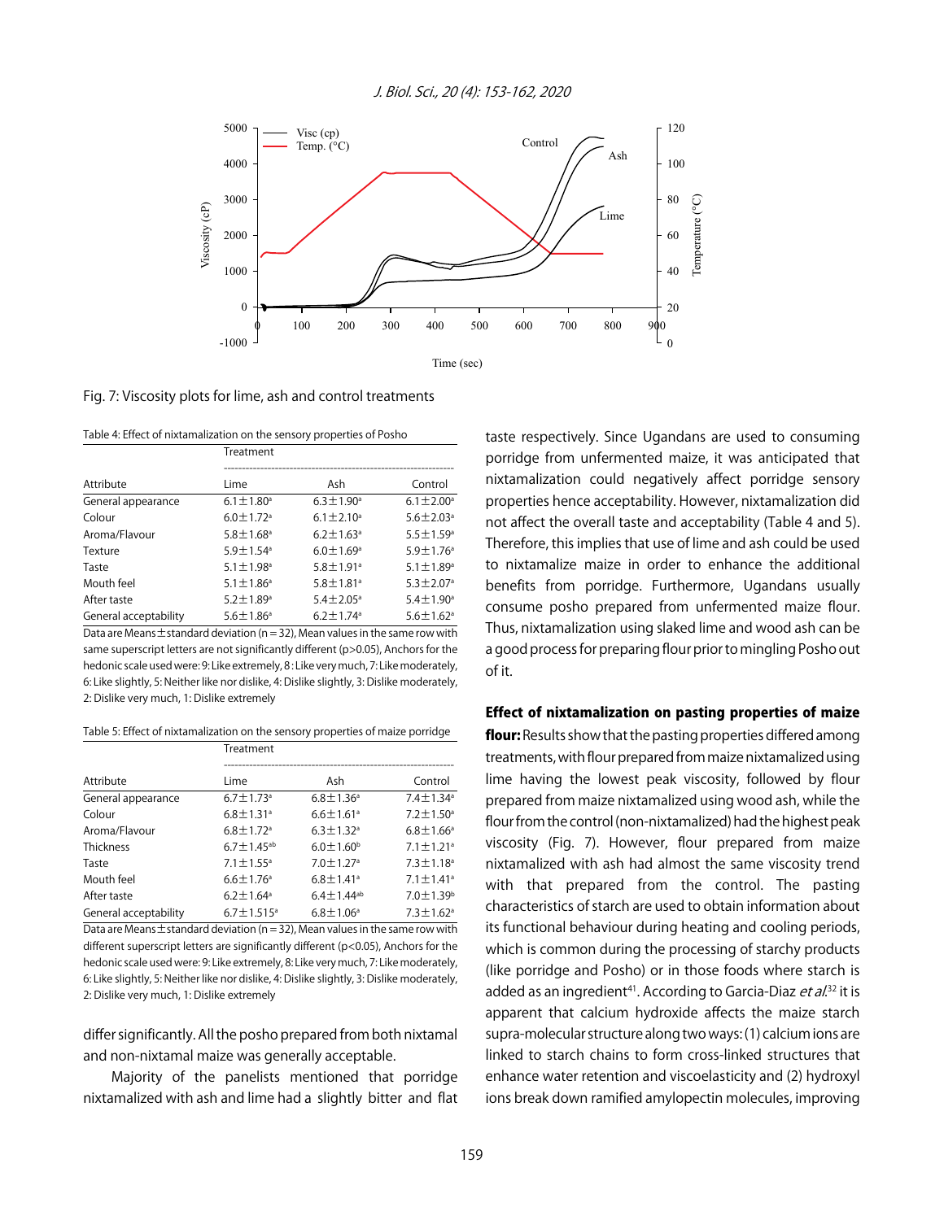Fig. 7: Viscosity plots for lime, ash and control treatments

Table 4: Effect of nixtamalization on the sensory properties of Posho

| Attribute | Treatment | | |
|---|---|---|---|
| | Lime | Ash | Control |
| General appearance | 6.1±1.80[a] | 6.3±1.90[a] | 6.1±2.00[a] |
| Colour | 6.0±1.72[a] | 6.1±2.10[a] | 5.6±2.03[a] |
| Aroma/Flavour | 5.8±1.68[a] | 6.2±1.63[a] | 5.5±1.59[a] |
| Texture | 5.9±1.54[a] | 6.0±1.69[a] | 5.9±1.76[a] |
| Taste | 5.1±1.98[a] | 5.8±1.91[a] | 5.1±1.89[a] |
| Mouth feel | 5.1±1.86[a] | 5.8±1.81[a] | 5.3±2.07[a] |
| After taste | 5.2±1.89[a] | 5.4±2.05[a] | 5.4±1.90[a] |
| General acceptability | 5.6±1.86[a] | 6.2±1.74[a] | 5.6±1.62[a] |

Data are Means±standard deviation (n = 32), Mean values in the same row with same superscript letters are not significantly different (p>0.05), Anchors for the hedonic scale used were: 9: Like extremely, 8: Like very much, 7: Like moderately, 6: Like slightly, 5: Neither like nor dislike, 4: Dislike slightly, 3: Dislike moderately, 2: Dislike very much, 1: Dislike extremely

Table 5: Effect of nixtamalization on the sensory properties of maize porridge

| Attribute | Treatment | | |
|---|---|---|---|
| | Lime | Ash | Control |
| General appearance | 6.7±1.73[a] | 6.8±1.36[a] | 7.4±1.34[a] |
| Colour | 6.8±1.31[a] | 6.6±1.61[a] | 7.2±1.50[a] |
| Aroma/Flavour | 6.8±1.72[a] | 6.3±1.32[a] | 6.8±1.66[a] |
| Thickness | 6.7±1.45[ab] | 6.0±1.60[b] | 7.1±1.21[a] |
| Taste | 7.1±1.55[a] | 7.0±1.27[a] | 7.3±1.18[a] |
| Mouth feel | 6.6±1.76[a] | 6.8±1.41[a] | 7.1±1.41[a] |
| After taste | 6.2±1.64[a] | 6.4±1.44[ab] | 7.0±1.39[b] |
| General acceptability | 6.7±1.515[a] | 6.8±1.06[a] | 7.3±1.62[a] |

Data are Means±standard deviation (n = 32), Mean values in the same row with different superscript letters are significantly different (p<0.05), Anchors for the hedonic scale used were: 9: Like extremely, 8: Like very much, 7: Like moderately, 6: Like slightly, 5: Neither like nor dislike, 4: Dislike slightly, 3: Dislike moderately, 2: Dislike very much, 1: Dislike extremely

differ significantly. All the posho prepared from both nixtamal and non-nixtamal maize was generally acceptable.

Majority of the panelists mentioned that porridge nixtamalized with ash and lime had a slightly bitter and flat taste respectively. Since Ugandans are used to consuming porridge from unfermented maize, it was anticipated that nixtamalization could negatively affect porridge sensory properties hence acceptability. However, nixtamalization did not affect the overall taste and acceptability (Table 4 and 5). Therefore, this implies that use of lime and ash could be used to nixtamalize maize in order to enhance the additional benefits from porridge. Furthermore, Ugandans usually consume posho prepared from unfermented maize flour. Thus, nixtamalization using slaked lime and wood ash can be a good process for preparing flour prior to mingling Posho out of it.

**Effect of nixtamalization on pasting properties of maize flour:** Results show that the pasting properties differed among treatments, with flour prepared from maize nixtamalized using lime having the lowest peak viscosity, followed by flour prepared from maize nixtamalized using wood ash, while the flour from the control (non-nixtamalized) had the highest peak viscosity (Fig. 7). However, flour prepared from maize nixtamalized with ash had almost the same viscosity trend with that prepared from the control. The pasting characteristics of starch are used to obtain information about its functional behaviour during heating and cooling periods, which is common during the processing of starchy products (like porridge and Posho) or in those foods where starch is added as an ingredient[41]. According to Garcia-Diaz *et al.*[32] it is apparent that calcium hydroxide affects the maize starch supra-molecular structure along two ways: (1) calcium ions are linked to starch chains to form cross-linked structures that enhance water retention and viscoelasticity and (2) hydroxyl ions break down ramified amylopectin molecules, improving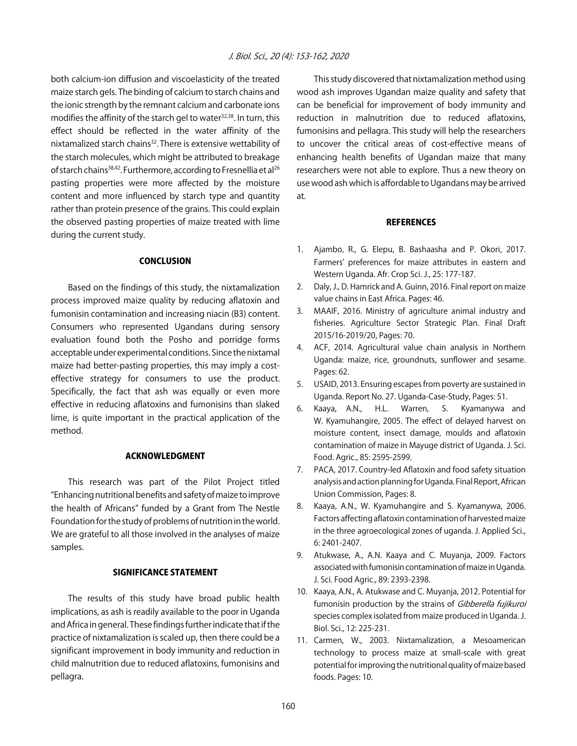both calcium-ion diffusion and viscoelasticity of the treated maize starch gels. The binding of calcium to starch chains and the ionic strength by the remnant calcium and carbonate ions modifies the affinity of the starch gel to water[32,38]. In turn, this effect should be reflected in the water affinity of the nixtamalized starch chains[32]. There is extensive wettability of the starch molecules, which might be attributed to breakage of starch chains[38,42]. Furthermore, according to Fresnellia et al[26] pasting properties were more affected by the moisture content and more influenced by starch type and quantity rather than protein presence of the grains. This could explain the observed pasting properties of maize treated with lime during the current study.

## CONCLUSION

Based on the findings of this study, the nixtamalization process improved maize quality by reducing aflatoxin and fumonisin contamination and increasing niacin (B3) content. Consumers who represented Ugandans during sensory evaluation found both the Posho and porridge forms acceptable under experimental conditions. Since the nixtamal maize had better-pasting properties, this may imply a cost-effective strategy for consumers to use the product. Specifically, the fact that ash was equally or even more effective in reducing aflatoxins and fumonisins than slaked lime, is quite important in the practical application of the method.

## ACKNOWLEDGMENT

This research was part of the Pilot Project titled "Enhancing nutritional benefits and safety of maize to improve the health of Africans" funded by a Grant from The Nestle Foundation for the study of problems of nutrition in the world. We are grateful to all those involved in the analyses of maize samples.

## SIGNIFICANCE STATEMENT

The results of this study have broad public health implications, as ash is readily available to the poor in Uganda and Africa in general. These findings further indicate that if the practice of nixtamalization is scaled up, then there could be a significant improvement in body immunity and reduction in child malnutrition due to reduced aflatoxins, fumonisins and pellagra.

This study discovered that nixtamalization method using wood ash improves Ugandan maize quality and safety that can be beneficial for improvement of body immunity and reduction in malnutrition due to reduced aflatoxins, fumonisins and pellagra. This study will help the researchers to uncover the critical areas of cost-effective means of enhancing health benefits of Ugandan maize that many researchers were not able to explore. Thus a new theory on use wood ash which is affordable to Ugandans may be arrived at.

## REFERENCES

1. Ajambo, R., G. Elepu, B. Bashaasha and P. Okori, 2017. Farmers' preferences for maize attributes in eastern and Western Uganda. Afr. Crop Sci. J., 25: 177-187.
2. Daly, J., D. Hamrick and A. Guinn, 2016. Final report on maize value chains in East Africa. Pages: 46.
3. MAAIF, 2016. Ministry of agriculture animal industry and fisheries. Agriculture Sector Strategic Plan. Final Draft 2015/16-2019/20, Pages: 70.
4. ACF, 2014. Agricultural value chain analysis in Northern Uganda: maize, rice, groundnuts, sunflower and sesame. Pages: 62.
5. USAID, 2013. Ensuring escapes from poverty are sustained in Uganda. Report No. 27. Uganda-Case-Study, Pages: 51.
6. Kaaya, A.N., H.L. Warren, S. Kyamanywa and W. Kyamuhangire, 2005. The effect of delayed harvest on moisture content, insect damage, moulds and aflatoxin contamination of maize in Mayuge district of Uganda. J. Sci. Food. Agric., 85: 2595-2599.
7. PACA, 2017. Country-led Aflatoxin and food safety situation analysis and action planning for Uganda. Final Report, African Union Commission, Pages: 8.
8. Kaaya, A.N., W. Kyamuhangire and S. Kyamanywa, 2006. Factors affecting aflatoxin contamination of harvested maize in the three agroecological zones of uganda. J. Applied Sci., 6: 2401-2407.
9. Atukwase, A., A.N. Kaaya and C. Muyanja, 2009. Factors associated with fumonisin contamination of maize in Uganda. J. Sci. Food Agric., 89: 2393-2398.
10. Kaaya, A.N., A. Atukwase and C. Muyanja, 2012. Potential for fumonisin production by the strains of *Gibberella fujikuroi* species complex isolated from maize produced in Uganda. J. Biol. Sci., 12: 225-231.
11. Carmen, W., 2003. Nixtamalization, a Mesoamerican technology to process maize at small-scale with great potential for improving the nutritional quality of maize based foods. Pages: 10.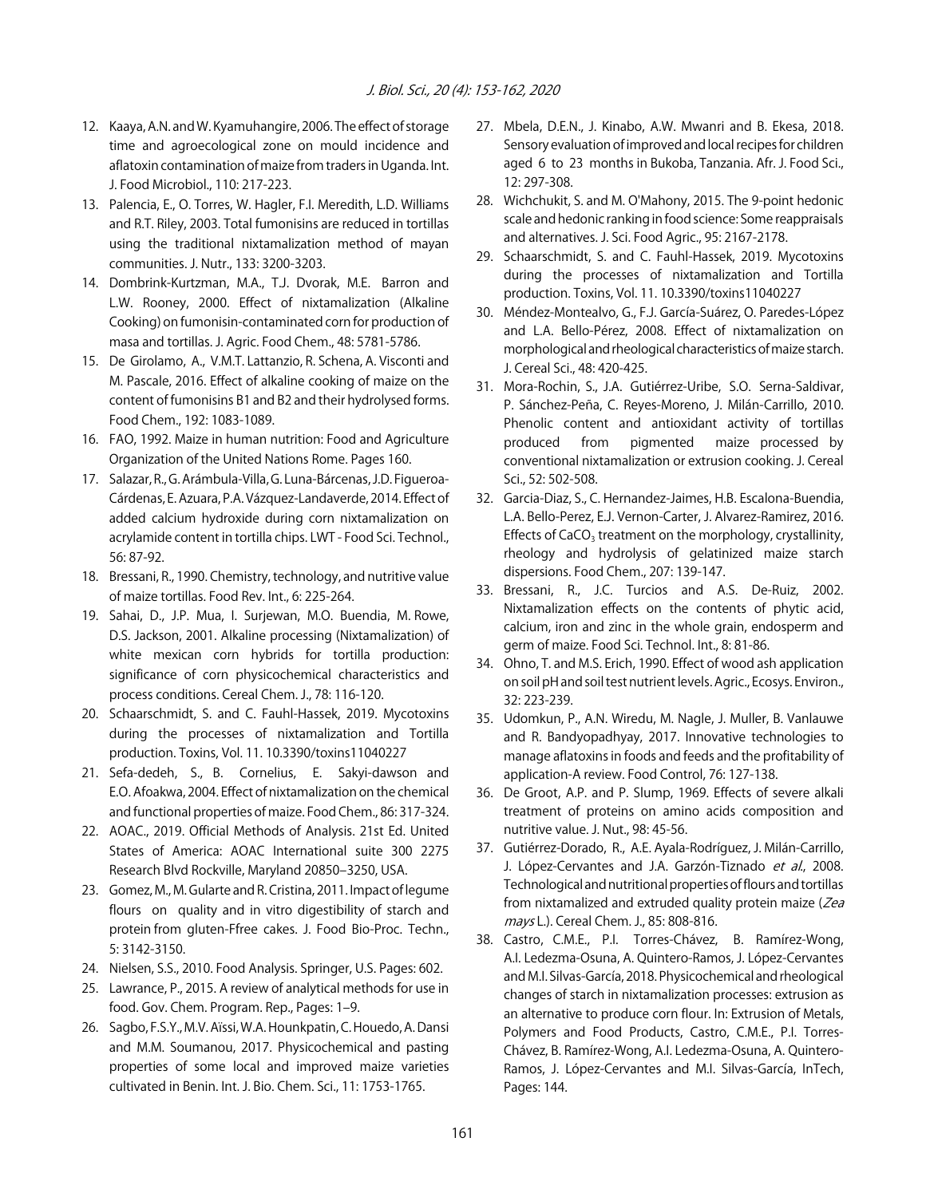12. Kaaya, A.N. and W. Kyamuhangire, 2006. The effect of storage time and agroecological zone on mould incidence and aflatoxin contamination of maize from traders in Uganda. Int. J. Food Microbiol., 110: 217-223.
13. Palencia, E., O. Torres, W. Hagler, F.I. Meredith, L.D. Williams and R.T. Riley, 2003. Total fumonisins are reduced in tortillas using the traditional nixtamalization method of mayan communities. J. Nutr., 133: 3200-3203.
14. Dombrink-Kurtzman, M.A., T.J. Dvorak, M.E. Barron and L.W. Rooney, 2000. Effect of nixtamalization (Alkaline Cooking) on fumonisin-contaminated corn for production of masa and tortillas. J. Agric. Food Chem., 48: 5781-5786.
15. De Girolamo, A., V.M.T. Lattanzio, R. Schena, A. Visconti and M. Pascale, 2016. Effect of alkaline cooking of maize on the content of fumonisins B1 and B2 and their hydrolysed forms. Food Chem., 192: 1083-1089.
16. FAO, 1992. Maize in human nutrition: Food and Agriculture Organization of the United Nations Rome. Pages 160.
17. Salazar, R., G. Arámbula-Villa, G. Luna-Bárcenas, J.D. Figueroa-Cárdenas, E. Azuara, P.A. Vázquez-Landaverde, 2014. Effect of added calcium hydroxide during corn nixtamalization on acrylamide content in tortilla chips. LWT - Food Sci. Technol., 56: 87-92.
18. Bressani, R., 1990. Chemistry, technology, and nutritive value of maize tortillas. Food Rev. Int., 6: 225-264.
19. Sahai, D., J.P. Mua, I. Surjewan, M.O. Buendia, M. Rowe, D.S. Jackson, 2001. Alkaline processing (Nixtamalization) of white mexican corn hybrids for tortilla production: significance of corn physicochemical characteristics and process conditions. Cereal Chem. J., 78: 116-120.
20. Schaarschmidt, S. and C. Fauhl-Hassek, 2019. Mycotoxins during the processes of nixtamalization and Tortilla production. Toxins, Vol. 11. 10.3390/toxins11040227
21. Sefa-dedeh, S., B. Cornelius, E. Sakyi-dawson and E.O. Afoakwa, 2004. Effect of nixtamalization on the chemical and functional properties of maize. Food Chem., 86: 317-324.
22. AOAC., 2019. Official Methods of Analysis. 21st Ed. United States of America: AOAC International suite 300 2275 Research Blvd Rockville, Maryland 20850–3250, USA.
23. Gomez, M., M. Gularte and R. Cristina, 2011. Impact of legume flours on quality and in vitro digestibility of starch and protein from gluten-Ffree cakes. J. Food Bio-Proc. Techn., 5: 3142-3150.
24. Nielsen, S.S., 2010. Food Analysis. Springer, U.S. Pages: 602.
25. Lawrance, P., 2015. A review of analytical methods for use in food. Gov. Chem. Program. Rep., Pages: 1–9.
26. Sagbo, F.S.Y., M.V. Aïssi, W.A. Hounkpatin, C. Houedo, A. Dansi and M.M. Soumanou, 2017. Physicochemical and pasting properties of some local and improved maize varieties cultivated in Benin. Int. J. Bio. Chem. Sci., 11: 1753-1765.
27. Mbela, D.E.N., J. Kinabo, A.W. Mwanri and B. Ekesa, 2018. Sensory evaluation of improved and local recipes for children aged 6 to 23 months in Bukoba, Tanzania. Afr. J. Food Sci., 12: 297-308.
28. Wichchukit, S. and M. O'Mahony, 2015. The 9-point hedonic scale and hedonic ranking in food science: Some reappraisals and alternatives. J. Sci. Food Agric., 95: 2167-2178.
29. Schaarschmidt, S. and C. Fauhl-Hassek, 2019. Mycotoxins during the processes of nixtamalization and Tortilla production. Toxins, Vol. 11. 10.3390/toxins11040227
30. Méndez-Montealvo, G., F.J. García-Suárez, O. Paredes-López and L.A. Bello-Pérez, 2008. Effect of nixtamalization on morphological and rheological characteristics of maize starch. J. Cereal Sci., 48: 420-425.
31. Mora-Rochin, S., J.A. Gutiérrez-Uribe, S.O. Serna-Saldivar, P. Sánchez-Peña, C. Reyes-Moreno, J. Milán-Carrillo, 2010. Phenolic content and antioxidant activity of tortillas produced from pigmented maize processed by conventional nixtamalization or extrusion cooking. J. Cereal Sci., 52: 502-508.
32. Garcia-Diaz, S., C. Hernandez-Jaimes, H.B. Escalona-Buendia, L.A. Bello-Perez, E.J. Vernon-Carter, J. Alvarez-Ramirez, 2016. Effects of $CaCO_3$ treatment on the morphology, crystallinity, rheology and hydrolysis of gelatinized maize starch dispersions. Food Chem., 207: 139-147.
33. Bressani, R., J.C. Turcios and A.S. De-Ruiz, 2002. Nixtamalization effects on the contents of phytic acid, calcium, iron and zinc in the whole grain, endosperm and germ of maize. Food Sci. Technol. Int., 8: 81-86.
34. Ohno, T. and M.S. Erich, 1990. Effect of wood ash application on soil pH and soil test nutrient levels. Agric., Ecosys. Environ., 32: 223-239.
35. Udomkun, P., A.N. Wiredu, M. Nagle, J. Muller, B. Vanlauwe and R. Bandyopadhyay, 2017. Innovative technologies to manage aflatoxins in foods and feeds and the profitability of application-A review. Food Control, 76: 127-138.
36. De Groot, A.P. and P. Slump, 1969. Effects of severe alkali treatment of proteins on amino acids composition and nutritive value. J. Nut., 98: 45-56.
37. Gutiérrez-Dorado, R., A.E. Ayala-Rodríguez, J. Milán-Carrillo, J. López-Cervantes and J.A. Garzón-Tiznado *et al*., 2008. Technological and nutritional properties of flours and tortillas from nixtamalized and extruded quality protein maize (*Zea mays* L.). Cereal Chem. J., 85: 808-816.
38. Castro, C.M.E., P.I. Torres-Chávez, B. Ramírez-Wong, A.I. Ledezma-Osuna, A. Quintero-Ramos, J. López-Cervantes and M.I. Silvas-García, 2018. Physicochemical and rheological changes of starch in nixtamalization processes: extrusion as an alternative to produce corn flour. In: Extrusion of Metals, Polymers and Food Products, Castro, C.M.E., P.I. Torres-Chávez, B. Ramírez-Wong, A.I. Ledezma-Osuna, A. Quintero-Ramos, J. López-Cervantes and M.I. Silvas-García, InTech, Pages: 144.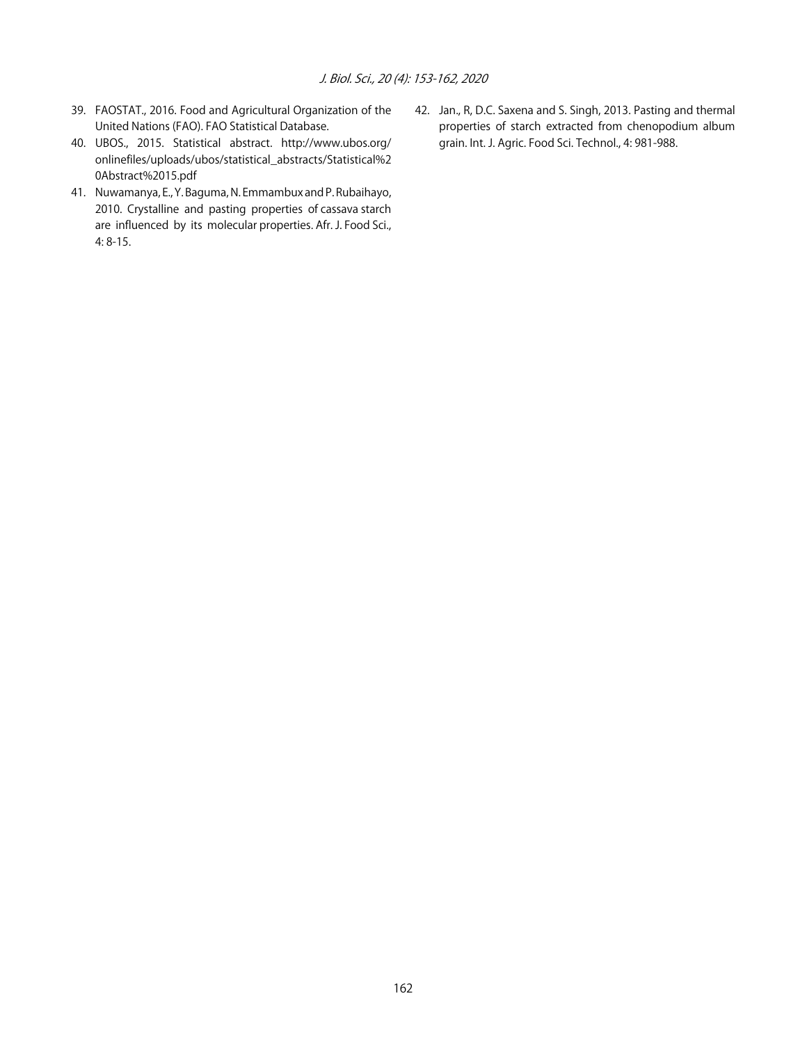39. FAOSTAT., 2016. Food and Agricultural Organization of the United Nations (FAO). FAO Statistical Database.
40. UBOS., 2015. Statistical abstract. http://www.ubos.org/onlinefiles/uploads/ubos/statistical_abstracts/Statistical%20Abstract%2015.pdf
41. Nuwamanya, E., Y. Baguma, N. Emmambux and P. Rubaihayo, 2010. Crystalline and pasting properties of cassava starch are influenced by its molecular properties. Afr. J. Food Sci., 4: 8-15.
42. Jan., R, D.C. Saxena and S. Singh, 2013. Pasting and thermal properties of starch extracted from chenopodium album grain. Int. J. Agric. Food Sci. Technol., 4: 981-988.